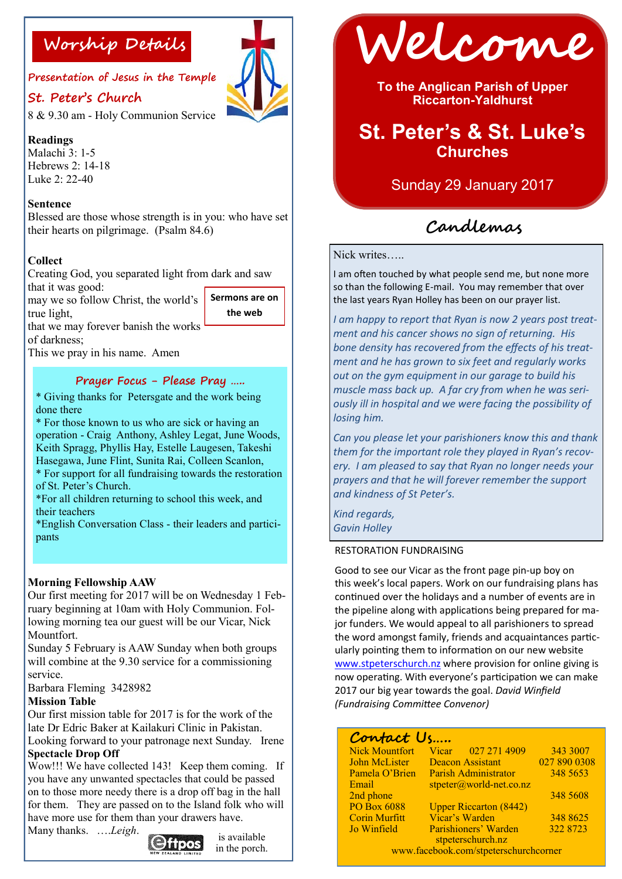## Worship Details

**Presentation of Jesus in the Temple**

**St. Peter's Church**

8 & 9.30 am - Holy Communion Service

**Readings**
Malachi 3: 1-5
Hebrews 2: 14-18
Luke 2: 22-40

**Sentence**
Blessed are those whose strength is in you: who have set their hearts on pilgrimage. (Psalm 84.6)

**Collect**
Creating God, you separated light from dark and saw that it was good:
may we so follow Christ, the world's true light,
that we may forever banish the works of darkness;
This we pray in his name. Amen

**Sermons are on the web**

### Prayer Focus - Please Pray .....

* Giving thanks for Petersgate and the work being done there
* For those known to us who are sick or having an operation - Craig Anthony, Ashley Legat, June Woods, Keith Spragg, Phyllis Hay, Estelle Laugesen, Takeshi Hasegawa, June Flint, Sunita Rai, Colleen Scanlon,
* For support for all fundraising towards the restoration of St. Peter's Church.
* For all children returning to school this week, and their teachers
* English Conversation Class - their leaders and participants

**Morning Fellowship AAW**
Our first meeting for 2017 will be on Wednesday 1 February beginning at 10am with Holy Communion. Following morning tea our guest will be our Vicar, Nick Mountfort.
Sunday 5 February is AAW Sunday when both groups will combine at the 9.30 service for a commissioning service.
Barbara Fleming 3428982

**Mission Table**
Our first mission table for 2017 is for the work of the late Dr Edric Baker at Kailakuri Clinic in Pakistan. Looking forward to your patronage next Sunday. Irene

**Spectacle Drop Off**
Wow!!! We have collected 143! Keep them coming. If you have any unwanted spectacles that could be passed on to those more needy there is a drop off bag in the hall for them. They are passed on to the Island folk who will have more use for them than your drawers have.
Many thanks. ....*Leigh*.

Eftpos is available in the porch.

# Welcome

**To the Anglican Parish of Upper Riccarton-Yaldhurst**

## St. Peter's & St. Luke's Churches

Sunday 29 January 2017

## Candlemas

Nick writes.....

I am often touched by what people send me, but none more so than the following E-mail. You may remember that over the last years Ryan Holley has been on our prayer list.

*I am happy to report that Ryan is now 2 years post treatment and his cancer shows no sign of returning. His bone density has recovered from the effects of his treatment and he has grown to six feet and regularly works out on the gym equipment in our garage to build his muscle mass back up. A far cry from when he was seriously ill in hospital and we were facing the possibility of losing him.*

*Can you please let your parishioners know this and thank them for the important role they played in Ryan's recovery. I am pleased to say that Ryan no longer needs your prayers and that he will forever remember the support and kindness of St Peter's.*

*Kind regards,*
*Gavin Holley*

RESTORATION FUNDRAISING

Good to see our Vicar as the front page pin-up boy on this week's local papers. Work on our fundraising plans has continued over the holidays and a number of events are in the pipeline along with applications being prepared for major funders. We would appeal to all parishioners to spread the word amongst family, friends and acquaintances particularly pointing them to information on our new website www.stpeterschurch.nz where provision for online giving is now operating. With everyone's participation we can make 2017 our big year towards the goal. *David Winfield (Fundraising Committee Convenor)*

### Contact Us.....

| | | |
|---|---|---|
| Nick Mountfort | Vicar 027 271 4909 | 343 3007 |
| John McLister | Deacon Assistant | 027 890 0308 |
| Pamela O'Brien | Parish Administrator | 348 5653 |
| Email | stpeter@world-net.co.nz | |
| 2nd phone | | 348 5608 |
| PO Box 6088 | Upper Riccarton (8442) | |
| Corin Murfitt | Vicar's Warden | 348 8625 |
| Jo Winfield | Parishioners' Warden | 322 8723 |

stpeterschurch.nz
www.facebook.com/stpeterschurchcorner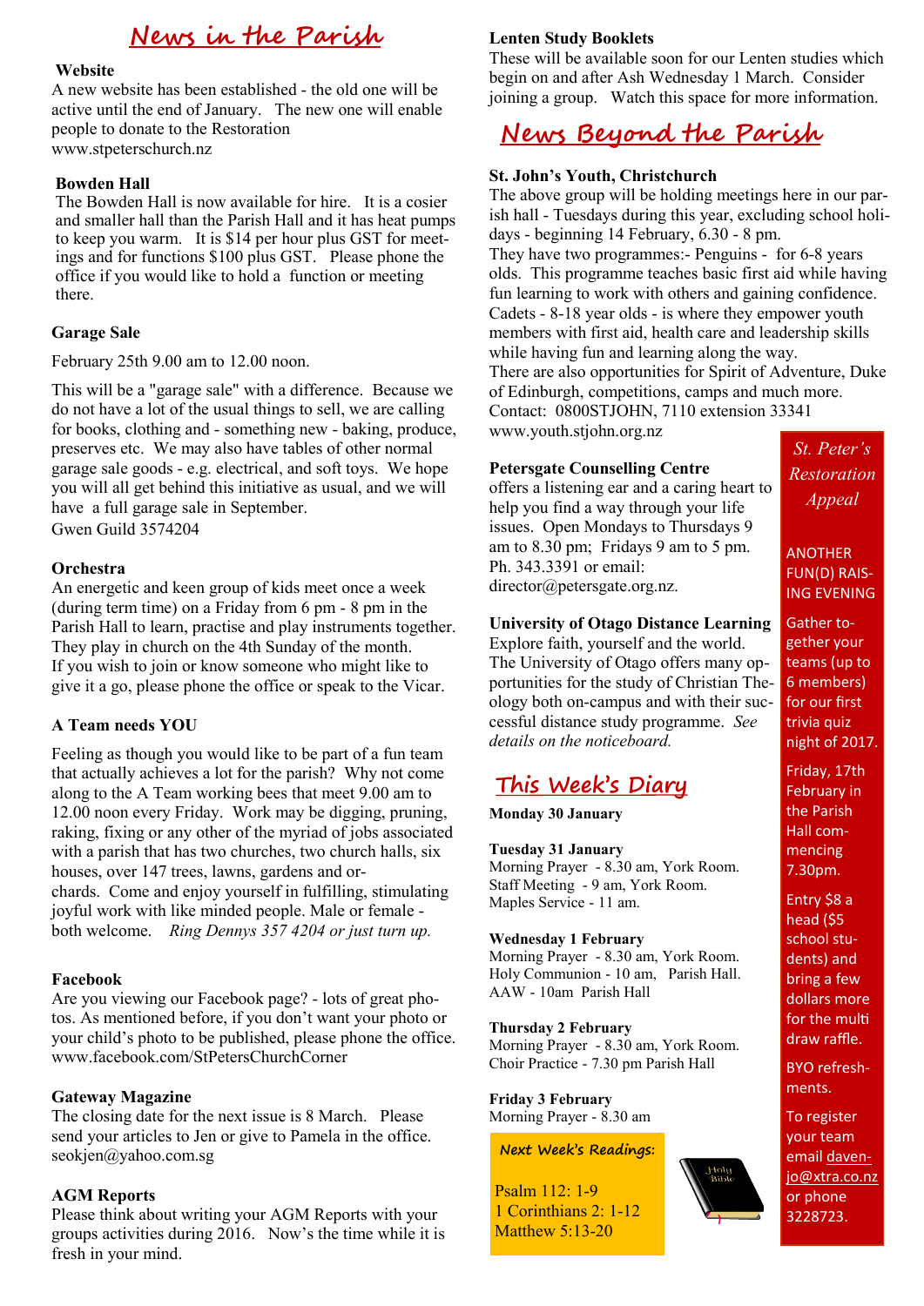# News in the Parish

### Website

A new website has been established - the old one will be active until the end of January. The new one will enable people to donate to the Restoration www.stpeterschurch.nz

### Bowden Hall

The Bowden Hall is now available for hire. It is a cosier and smaller hall than the Parish Hall and it has heat pumps to keep you warm. It is $14 per hour plus GST for meetings and for functions $100 plus GST. Please phone the office if you would like to hold a function or meeting there.

### Garage Sale

February 25th 9.00 am to 12.00 noon.

This will be a "garage sale" with a difference. Because we do not have a lot of the usual things to sell, we are calling for books, clothing and - something new - baking, produce, preserves etc. We may also have tables of other normal garage sale goods - e.g. electrical, and soft toys. We hope you will all get behind this initiative as usual, and we will have a full garage sale in September.
Gwen Guild 3574204

### Orchestra

An energetic and keen group of kids meet once a week (during term time) on a Friday from 6 pm - 8 pm in the Parish Hall to learn, practise and play instruments together. They play in church on the 4th Sunday of the month.
If you wish to join or know someone who might like to give it a go, please phone the office or speak to the Vicar.

### A Team needs YOU

Feeling as though you would like to be part of a fun team that actually achieves a lot for the parish? Why not come along to the A Team working bees that meet 9.00 am to 12.00 noon every Friday. Work may be digging, pruning, raking, fixing or any other of the myriad of jobs associated with a parish that has two churches, two church halls, six houses, over 147 trees, lawns, gardens and orchards. Come and enjoy yourself in fulfilling, stimulating joyful work with like minded people. Male or female - both welcome. *Ring Dennys 357 4204 or just turn up.*

### Facebook

Are you viewing our Facebook page? - lots of great photos. As mentioned before, if you don't want your photo or your child's photo to be published, please phone the office.
www.facebook.com/StPetersChurchCorner

### Gateway Magazine

The closing date for the next issue is 8 March. Please send your articles to Jen or give to Pamela in the office.
seokjen@yahoo.com.sg

### AGM Reports

Please think about writing your AGM Reports with your groups activities during 2016. Now's the time while it is fresh in your mind.

### Lenten Study Booklets

These will be available soon for our Lenten studies which begin on and after Ash Wednesday 1 March. Consider joining a group. Watch this space for more information.

# News Beyond the Parish

### St. John's Youth, Christchurch

The above group will be holding meetings here in our parish hall - Tuesdays during this year, excluding school holidays - beginning 14 February, 6.30 - 8 pm.
They have two programmes:- Penguins - for 6-8 years olds. This programme teaches basic first aid while having fun learning to work with others and gaining confidence.
Cadets - 8-18 year olds - is where they empower youth members with first aid, health care and leadership skills while having fun and learning along the way.
There are also opportunities for Spirit of Adventure, Duke of Edinburgh, competitions, camps and much more.
Contact: 0800STJOHN, 7110 extension 33341
www.youth.stjohn.org.nz

### Petersgate Counselling Centre

offers a listening ear and a caring heart to help you find a way through your life issues. Open Mondays to Thursdays 9 am to 8.30 pm; Fridays 9 am to 5 pm.
Ph. 343.3391 or email: director@petersgate.org.nz.

### University of Otago Distance Learning

Explore faith, yourself and the world.
The University of Otago offers many opportunities for the study of Christian Theology both on-campus and with their successful distance study programme. *See details on the noticeboard.*

# This Week's Diary

**Monday 30 January**

**Tuesday 31 January**
Morning Prayer - 8.30 am, York Room.
Staff Meeting - 9 am, York Room.
Maples Service - 11 am.

**Wednesday 1 February**
Morning Prayer - 8.30 am, York Room.
Holy Communion - 10 am, Parish Hall.
AAW - 10am Parish Hall

**Thursday 2 February**
Morning Prayer - 8.30 am, York Room.
Choir Practice - 7.30 pm Parish Hall

**Friday 3 February**
Morning Prayer - 8.30 am

**Next Week's Readings:**

Psalm 112: 1-9
1 Corinthians 2: 1-12
Matthew 5:13-20

## *St. Peter's Restoration Appeal*

ANOTHER FUN(D) RAISING EVENING

Gather together your teams (up to 6 members) for our first trivia quiz night of 2017.

Friday, 17th February in the Parish Hall commencing 7.30pm.

Entry $8 a head ($5 school students) and bring a few dollars more for the multi draw raffle.

BYO refreshments.

To register your team email davenjo@xtra.co.nz or phone 3228723.